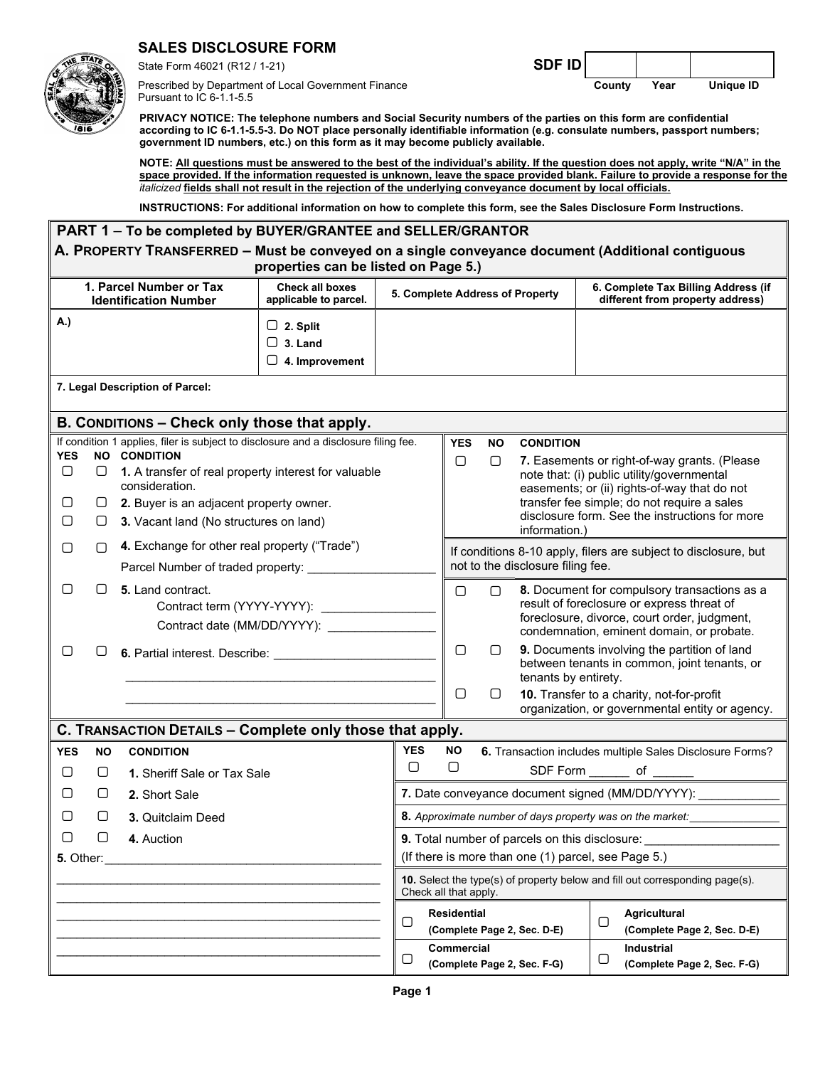# SALES DISCLOSURE FORM

State Form 46021 (R12 / 1-21)

Prescribed by Department of Local Government Finance
Pursuant to IC 6-1.1-5.5

| SDF ID | | | |
|---|---|---|---|
| | County | Year | Unique ID |

**PRIVACY NOTICE: The telephone numbers and Social Security numbers of the parties on this form are confidential according to IC 6-1.1-5.5-3. Do NOT place personally identifiable information (e.g. consulate numbers, passport numbers; government ID numbers, etc.) on this form as it may become publicly available.**

**NOTE: All questions must be answered to the best of the individual's ability. If the question does not apply, write "N/A" in the space provided. If the information requested is unknown, leave the space provided blank. Failure to provide a response for the *italicized* fields shall not result in the rejection of the underlying conveyance document by local officials.**

**INSTRUCTIONS: For additional information on how to complete this form, see the Sales Disclosure Form Instructions.**

## PART 1 – To be completed by BUYER/GRANTEE and SELLER/GRANTOR

### A. PROPERTY TRANSFERRED – Must be conveyed on a single conveyance document (Additional contiguous properties can be listed on Page 5.)

| 1. Parcel Number or Tax Identification Number | Check all boxes applicable to parcel. | 5. Complete Address of Property | 6. Complete Tax Billing Address (if different from property address) |
|---|---|---|---|
| A.) | ☐ 2. Split<br>☐ 3. Land<br>☐ 4. Improvement | | |

**7. Legal Description of Parcel:**

### B. CONDITIONS – Check only those that apply.

If condition 1 applies, filer is subject to disclosure and a disclosure filing fee.

| YES | NO | CONDITION |
|---|---|---|
| ☐ | ☐ | **1.** A transfer of real property interest for valuable consideration. |
| ☐ | ☐ | **2.** Buyer is an adjacent property owner. |
| ☐ | ☐ | **3.** Vacant land (No structures on land) |
| ☐ | ☐ | **4.** Exchange for other real property ("Trade")<br>Parcel Number of traded property: ___________________ |
| ☐ | ☐ | **5.** Land contract.<br>Contract term (YYYY-YYYY): ________________<br>Contract date (MM/DD/YYYY): ________________ |
| ☐ | ☐ | **6.** Partial interest. Describe: ________________________ |
| ☐ | ☐ | **7.** Easements or right-of-way grants. (Please note that: (i) public utility/governmental easements; or (ii) rights-of-way that do not transfer fee simple; do not require a sales disclosure form. See the instructions for more information.) |

If conditions 8-10 apply, filers are subject to disclosure, but not to the disclosure filing fee.

| YES | NO | CONDITION |
|---|---|---|
| ☐ | ☐ | **8.** Document for compulsory transactions as a result of foreclosure or express threat of foreclosure, divorce, court order, judgment, condemnation, eminent domain, or probate. |
| ☐ | ☐ | **9.** Documents involving the partition of land between tenants in common, joint tenants, or tenants by entirety. |
| ☐ | ☐ | **10.** Transfer to a charity, not-for-profit organization, or governmental entity or agency. |

### C. TRANSACTION DETAILS – Complete only those that apply.

| YES | NO | CONDITION |
|---|---|---|
| ☐ | ☐ | **1.** Sheriff Sale or Tax Sale |
| ☐ | ☐ | **2.** Short Sale |
| ☐ | ☐ | **3.** Quitclaim Deed |
| ☐ | ☐ | **4.** Auction |

**5.** Other:_____________________________________________

| YES | NO | CONDITION |
|---|---|---|
| ☐ | ☐ | **6.** Transaction includes multiple Sales Disclosure Forms? SDF Form ______ of ______ |

**7.** Date conveyance document signed (MM/DD/YYYY): ____________

**8.** *Approximate number of days property was on the market:*______________

**9.** Total number of parcels on this disclosure: ____________________
(If there is more than one (1) parcel, see Page 5.)

**10.** Select the type(s) of property below and fill out corresponding page(s). Check all that apply.

| | | | |
|---|---|---|---|
| ☐ | **Residential (Complete Page 2, Sec. D-E)** | ☐ | **Agricultural (Complete Page 2, Sec. D-E)** |
| ☐ | **Commercial (Complete Page 2, Sec. F-G)** | ☐ | **Industrial (Complete Page 2, Sec. F-G)** |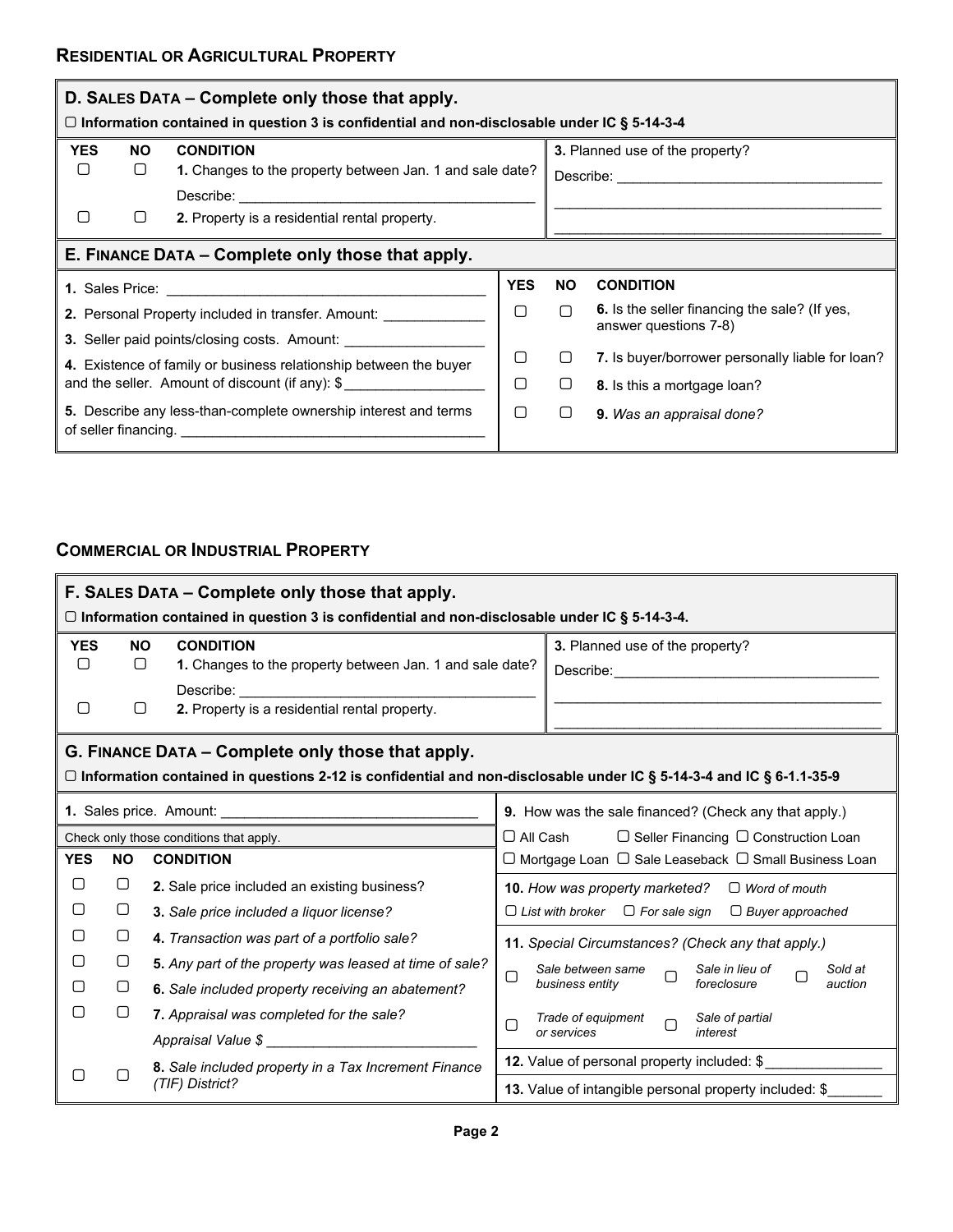## Residential or Agricultural Property

### D. Sales Data – Complete only those that apply.

▢ **Information contained in question 3 is confidential and non-disclosable under IC § 5-14-3-4**

| YES | NO | CONDITION |
|---|---|---|
| ▢ | ▢ | **1.** Changes to the property between Jan. 1 and sale date? Describe: ______________________________________ |
| ▢ | ▢ | **2.** Property is a residential rental property. |

**3.** Planned use of the property?
Describe: ___________________________________
___________________________________________
___________________________________________

### E. Finance Data – Complete only those that apply.

**1.** Sales Price: _________________________________________

**2.** Personal Property included in transfer. Amount: _____________

**3.** Seller paid points/closing costs. Amount: _________________

**4.** Existence of family or business relationship between the buyer and the seller. Amount of discount (if any): $ __________________

**5.** Describe any less-than-complete ownership interest and terms of seller financing. ______________________________________

| YES | NO | CONDITION |
|---|---|---|
| ▢ | ▢ | **6.** Is the seller financing the sale? (If yes, answer questions 7-8) |
| ▢ | ▢ | **7.** Is buyer/borrower personally liable for loan? |
| ▢ | ▢ | **8.** Is this a mortgage loan? |
| ▢ | ▢ | ***9.** Was an appraisal done?* |

## Commercial or Industrial Property

### F. Sales Data – Complete only those that apply.

▢ **Information contained in question 3 is confidential and non-disclosable under IC § 5-14-3-4.**

| YES | NO | CONDITION |
|---|---|---|
| ▢ | ▢ | **1.** Changes to the property between Jan. 1 and sale date? Describe: ______________________________________ |
| ▢ | ▢ | **2.** Property is a residential rental property. |

**3.** Planned use of the property?
Describe: ___________________________________
___________________________________________
___________________________________________

### G. Finance Data – Complete only those that apply.

▢ **Information contained in questions 2-12 is confidential and non-disclosable under IC § 5-14-3-4 and IC § 6-1.1-35-9**

**1.** Sales price. Amount: _________________________________

Check only those conditions that apply.

| YES | NO | CONDITION |
|---|---|---|
| ▢ | ▢ | **2.** Sale price included an existing business? |
| ▢ | ▢ | ***3.** Sale price included a liquor license?* |
| ▢ | ▢ | ***4.** Transaction was part of a portfolio sale?* |
| ▢ | ▢ | ***5.** Any part of the property was leased at time of sale?* |
| ▢ | ▢ | ***6.** Sale included property receiving an abatement?* |
| ▢ | ▢ | ***7.** Appraisal was completed for the sale?* *Appraisal Value $* __________________________ |
| ▢ | ▢ | ***8.** Sale included property in a Tax Increment Finance (TIF) District?* |

**9.** How was the sale financed? (Check any that apply.)
▢ All Cash ▢ Seller Financing ▢ Construction Loan
▢ Mortgage Loan ▢ Sale Leaseback ▢ Small Business Loan

***10.** How was property marketed?* ▢ *Word of mouth*
▢ *List with broker* ▢ *For sale sign* ▢ *Buyer approached*

***11.** Special Circumstances? (Check any that apply.)*
▢ *Sale between same business entity* ▢ *Sale in lieu of foreclosure* ▢ *Sold at auction*
▢ *Trade of equipment or services* ▢ *Sale of partial interest*

**12.** Value of personal property included: $_______________

**13.** Value of intangible personal property included: $_______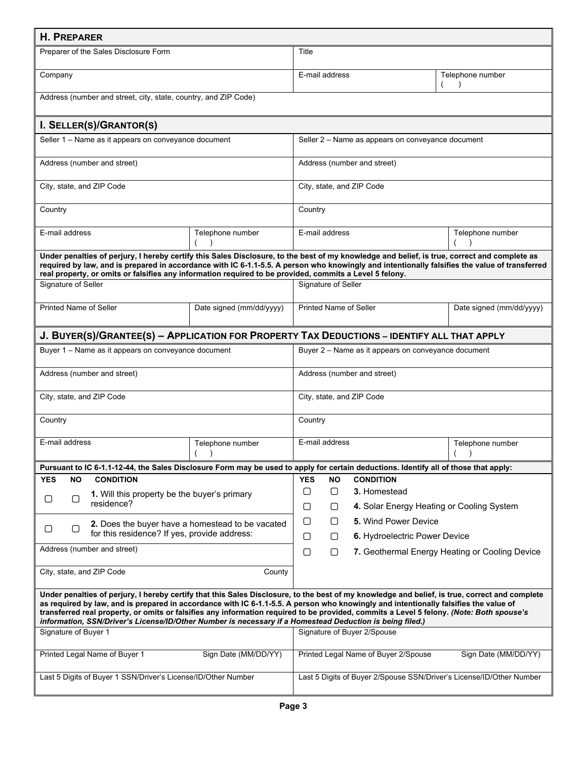## H. Preparer

| Preparer of the Sales Disclosure Form | Title | |
|---|---|---|
| Company | E-mail address | Telephone number ( ) |
| Address (number and street, city, state, country, and ZIP Code) | | |

## I. Seller(s)/Grantor(s)

| Seller 1 – Name as it appears on conveyance document | | Seller 2 – Name as appears on conveyance document | |
|---|---|---|---|
| Address (number and street) | | Address (number and street) | |
| City, state, and ZIP Code | | City, state, and ZIP Code | |
| Country | | Country | |
| E-mail address | Telephone number ( ) | E-mail address | Telephone number ( ) |

**Under penalties of perjury, I hereby certify this Sales Disclosure, to the best of my knowledge and belief, is true, correct and complete as required by law, and is prepared in accordance with IC 6-1.1-5.5. A person who knowingly and intentionally falsifies the value of transferred real property, or omits or falsifies any information required to be provided, commits a Level 5 felony.**

| Signature of Seller | | Signature of Seller | |
|---|---|---|---|
| Printed Name of Seller | Date signed (mm/dd/yyyy) | Printed Name of Seller | Date signed (mm/dd/yyyy) |

## J. Buyer(s)/Grantee(s) – Application for Property Tax Deductions – Identify All That Apply

| Buyer 1 – Name as it appears on conveyance document | | Buyer 2 – Name as it appears on conveyance document | |
|---|---|---|---|
| Address (number and street) | | Address (number and street) | |
| City, state, and ZIP Code | | City, state, and ZIP Code | |
| Country | | Country | |
| E-mail address | Telephone number ( ) | E-mail address | Telephone number ( ) |

**Pursuant to IC 6-1.1-12-44, the Sales Disclosure Form may be used to apply for certain deductions. Identify all of those that apply:**

| YES | NO | CONDITION |
|---|---|---|
| ☐ | ☐ | **1.** Will this property be the buyer's primary residence? |
| ☐ | ☐ | **2.** Does the buyer have a homestead to be vacated for this residence? If yes, provide address: |

Address (number and street)

City, state, and ZIP Code — County

| YES | NO | CONDITION |
|---|---|---|
| ☐ | ☐ | **3.** Homestead |
| ☐ | ☐ | **4.** Solar Energy Heating or Cooling System |
| ☐ | ☐ | **5.** Wind Power Device |
| ☐ | ☐ | **6.** Hydroelectric Power Device |
| ☐ | ☐ | **7.** Geothermal Energy Heating or Cooling Device |

**Under penalties of perjury, I hereby certify that this Sales Disclosure, to the best of my knowledge and belief, is true, correct and complete as required by law, and is prepared in accordance with IC 6-1.1-5.5. A person who knowingly and intentionally falsifies the value of transferred real property, or omits or falsifies any information required to be provided, commits a Level 5 felony. *(Note: Both spouse's information, SSN/Driver's License/ID/Other Number is necessary if a Homestead Deduction is being filed.)***

| Signature of Buyer 1 | | Signature of Buyer 2/Spouse | |
|---|---|---|---|
| Printed Legal Name of Buyer 1 | Sign Date (MM/DD/YY) | Printed Legal Name of Buyer 2/Spouse | Sign Date (MM/DD/YY) |
| Last 5 Digits of Buyer 1 SSN/Driver's License/ID/Other Number | | Last 5 Digits of Buyer 2/Spouse SSN/Driver's License/ID/Other Number | |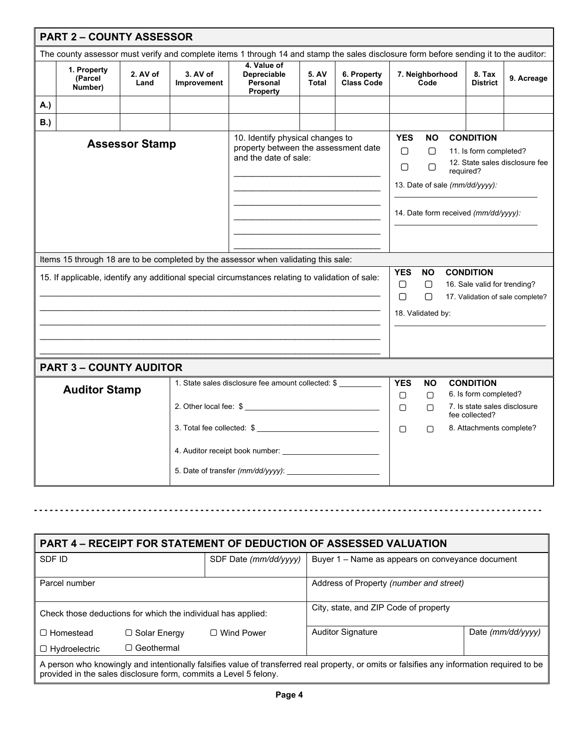## PART 2 – COUNTY ASSESSOR

The county assessor must verify and complete items 1 through 14 and stamp the sales disclosure form before sending it to the auditor:

| | 1. Property (Parcel Number) | 2. AV of Land | 3. AV of Improvement | 4. Value of Depreciable Personal Property | 5. AV Total | 6. Property Class Code | 7. Neighborhood Code | 8. Tax District | 9. Acreage |
|---|---|---|---|---|---|---|---|---|---|
| A.) | | | | | | | | | |
| B.) | | | | | | | | | |

**Assessor Stamp**

10. Identify physical changes to property between the assessment date and the date of sale:

______________________________

______________________________

______________________________

______________________________

______________________________

______________________________

| YES | NO | CONDITION |
|---|---|---|
| ▢ | ▢ | 11. Is form completed? |
| ▢ | ▢ | 12. State sales disclosure fee required? |

13. Date of sale *(mm/dd/yyyy)*: ______________________________

14. Date form received *(mm/dd/yyyy)*: ______________________________

Items 15 through 18 are to be completed by the assessor when validating this sale:

15. If applicable, identify any additional special circumstances relating to validation of sale:

______________________________________________________________________

______________________________________________________________________

______________________________________________________________________

______________________________________________________________________

______________________________________________________________________

| YES | NO | CONDITION |
|---|---|---|
| ▢ | ▢ | 16. Sale valid for trending? |
| ▢ | ▢ | 17. Validation of sale complete? |

18. Validated by: ______________________________

## PART 3 – COUNTY AUDITOR

**Auditor Stamp**

1. State sales disclosure fee amount collected: $ __________
2. Other local fee: $ ______________________________
3. Total fee collected: $ ______________________________
4. Auditor receipt book number: ______________________
5. Date of transfer *(mm/dd/yyyy)*: ______________________

| YES | NO | CONDITION |
|---|---|---|
| ▢ | ▢ | 6. Is form completed? |
| ▢ | ▢ | 7. Is state sales disclosure fee collected? |
| ▢ | ▢ | 8. Attachments complete? |

- - - - - - - - - - - - - - - - - - - - - - - - - - - - - - - - - - - - - - - - - - - - - - - - - -

## PART 4 – RECEIPT FOR STATEMENT OF DEDUCTION OF ASSESSED VALUATION

| SDF ID | SDF Date *(mm/dd/yyyy)* | Buyer 1 – Name as appears on conveyance document | |
|---|---|---|---|
| Parcel number | | Address of Property *(number and street)* | |
| Check those deductions for which the individual has applied: | | City, state, and ZIP Code of property | |
| ▢ Homestead ▢ Solar Energy ▢ Wind Power<br>▢ Hydroelectric ▢ Geothermal | | Auditor Signature | Date *(mm/dd/yyyy)* |

A person who knowingly and intentionally falsifies value of transferred real property, or omits or falsifies any information required to be provided in the sales disclosure form, commits a Level 5 felony.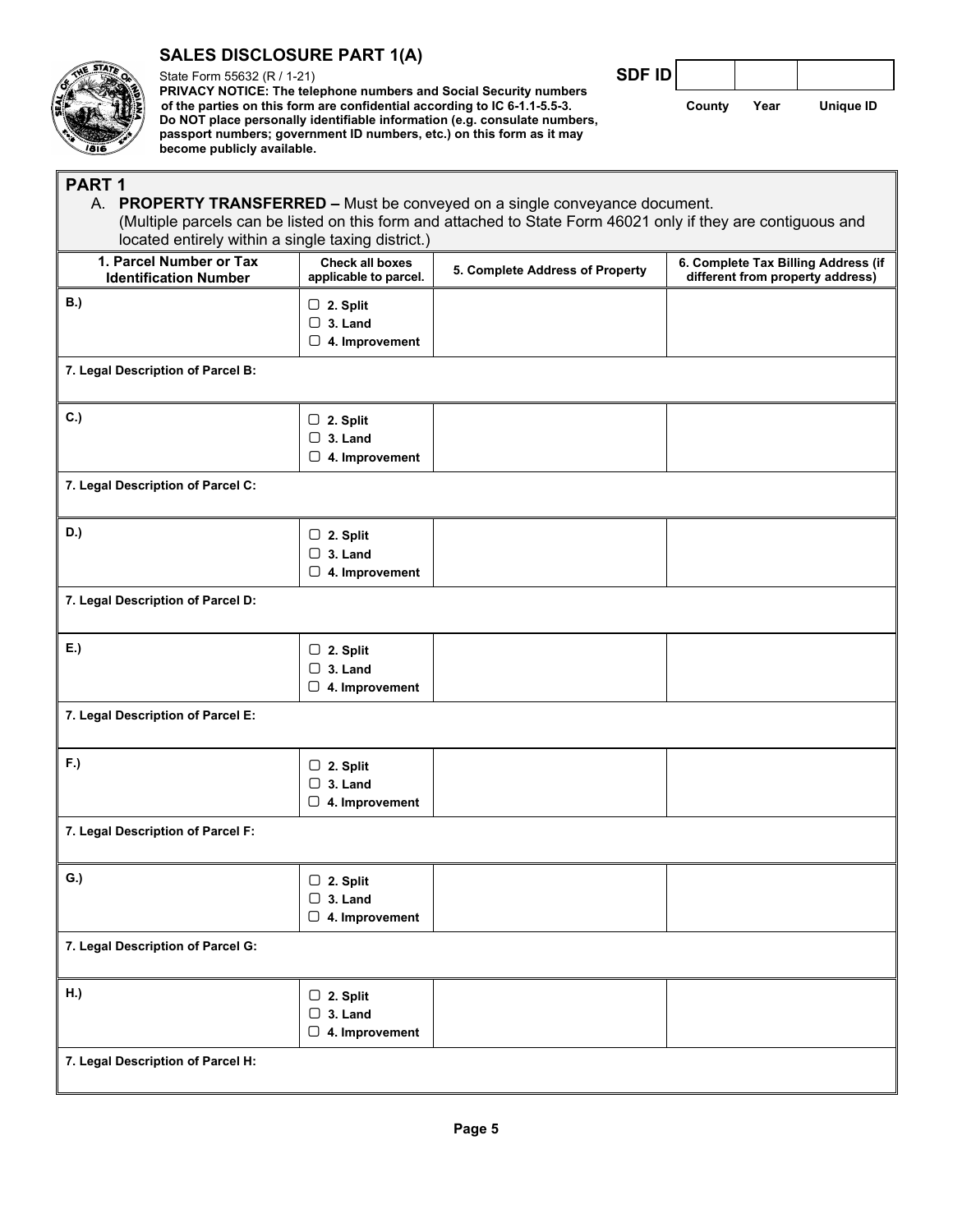## SALES DISCLOSURE PART 1(A)

State Form 55632 (R / 1-21)

**PRIVACY NOTICE: The telephone numbers and Social Security numbers of the parties on this form are confidential according to IC 6-1.1-5.5-3. Do NOT place personally identifiable information (e.g. consulate numbers, passport numbers; government ID numbers, etc.) on this form as it may become publicly available.**

| SDF ID | | | |
|---|---|---|---|
| | County | Year | Unique ID |

### PART 1

A. **PROPERTY TRANSFERRED –** Must be conveyed on a single conveyance document. (Multiple parcels can be listed on this form and attached to State Form 46021 only if they are contiguous and located entirely within a single taxing district.)

| 1. Parcel Number or Tax Identification Number | Check all boxes applicable to parcel. | 5. Complete Address of Property | 6. Complete Tax Billing Address (if different from property address) |
|---|---|---|---|
| B.) | ☐ 2. Split<br>☐ 3. Land<br>☐ 4. Improvement | | |
| 7. Legal Description of Parcel B: | | | |
| C.) | ☐ 2. Split<br>☐ 3. Land<br>☐ 4. Improvement | | |
| 7. Legal Description of Parcel C: | | | |
| D.) | ☐ 2. Split<br>☐ 3. Land<br>☐ 4. Improvement | | |
| 7. Legal Description of Parcel D: | | | |
| E.) | ☐ 2. Split<br>☐ 3. Land<br>☐ 4. Improvement | | |
| 7. Legal Description of Parcel E: | | | |
| F.) | ☐ 2. Split<br>☐ 3. Land<br>☐ 4. Improvement | | |
| 7. Legal Description of Parcel F: | | | |
| G.) | ☐ 2. Split<br>☐ 3. Land<br>☐ 4. Improvement | | |
| 7. Legal Description of Parcel G: | | | |
| H.) | ☐ 2. Split<br>☐ 3. Land<br>☐ 4. Improvement | | |
| 7. Legal Description of Parcel H: | | | |